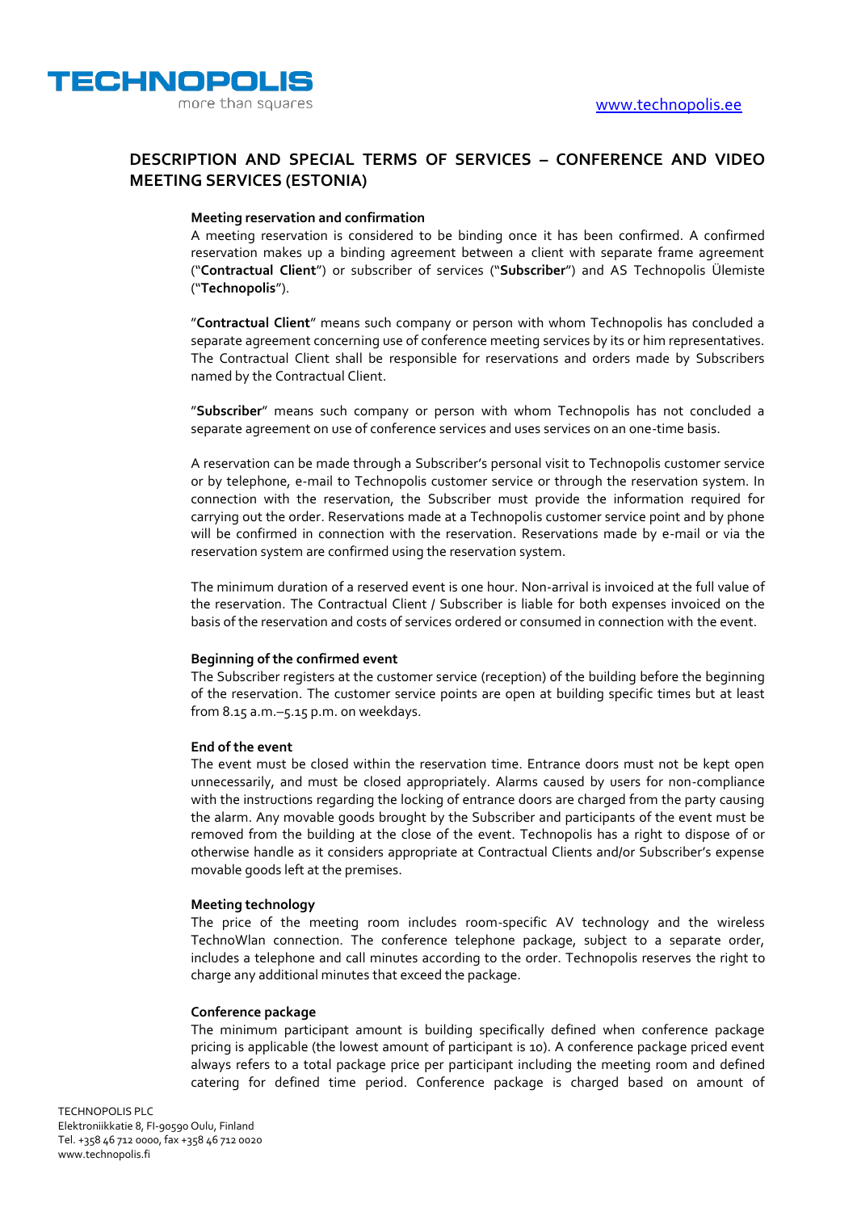# DESCRIPTION AND SPECIAL TERMS OF SERVICES – CONFERENCE AND VIDEO MEETING SERVICES (ESTONIA)

**Meeting reservation and confirmation**

A meeting reservation is considered to be binding once it has been confirmed. A confirmed reservation makes up a binding agreement between a client with separate frame agreement ("**Contractual Client**") or subscriber of services ("**Subscriber**") and AS Technopolis Ülemiste ("**Technopolis**").

"**Contractual Client**" means such company or person with whom Technopolis has concluded a separate agreement concerning use of conference meeting services by its or him representatives. The Contractual Client shall be responsible for reservations and orders made by Subscribers named by the Contractual Client.

"**Subscriber**" means such company or person with whom Technopolis has not concluded a separate agreement on use of conference services and uses services on an one-time basis.

A reservation can be made through a Subscriber's personal visit to Technopolis customer service or by telephone, e-mail to Technopolis customer service or through the reservation system. In connection with the reservation, the Subscriber must provide the information required for carrying out the order. Reservations made at a Technopolis customer service point and by phone will be confirmed in connection with the reservation. Reservations made by e-mail or via the reservation system are confirmed using the reservation system.

The minimum duration of a reserved event is one hour. Non-arrival is invoiced at the full value of the reservation. The Contractual Client / Subscriber is liable for both expenses invoiced on the basis of the reservation and costs of services ordered or consumed in connection with the event.

**Beginning of the confirmed event**

The Subscriber registers at the customer service (reception) of the building before the beginning of the reservation. The customer service points are open at building specific times but at least from 8.15 a.m.–5.15 p.m. on weekdays.

**End of the event**

The event must be closed within the reservation time. Entrance doors must not be kept open unnecessarily, and must be closed appropriately. Alarms caused by users for non-compliance with the instructions regarding the locking of entrance doors are charged from the party causing the alarm. Any movable goods brought by the Subscriber and participants of the event must be removed from the building at the close of the event. Technopolis has a right to dispose of or otherwise handle as it considers appropriate at Contractual Clients and/or Subscriber's expense movable goods left at the premises.

**Meeting technology**

The price of the meeting room includes room-specific AV technology and the wireless TechnoWlan connection. The conference telephone package, subject to a separate order, includes a telephone and call minutes according to the order. Technopolis reserves the right to charge any additional minutes that exceed the package.

**Conference package**

The minimum participant amount is building specifically defined when conference package pricing is applicable (the lowest amount of participant is 10). A conference package priced event always refers to a total package price per participant including the meeting room and defined catering for defined time period. Conference package is charged based on amount of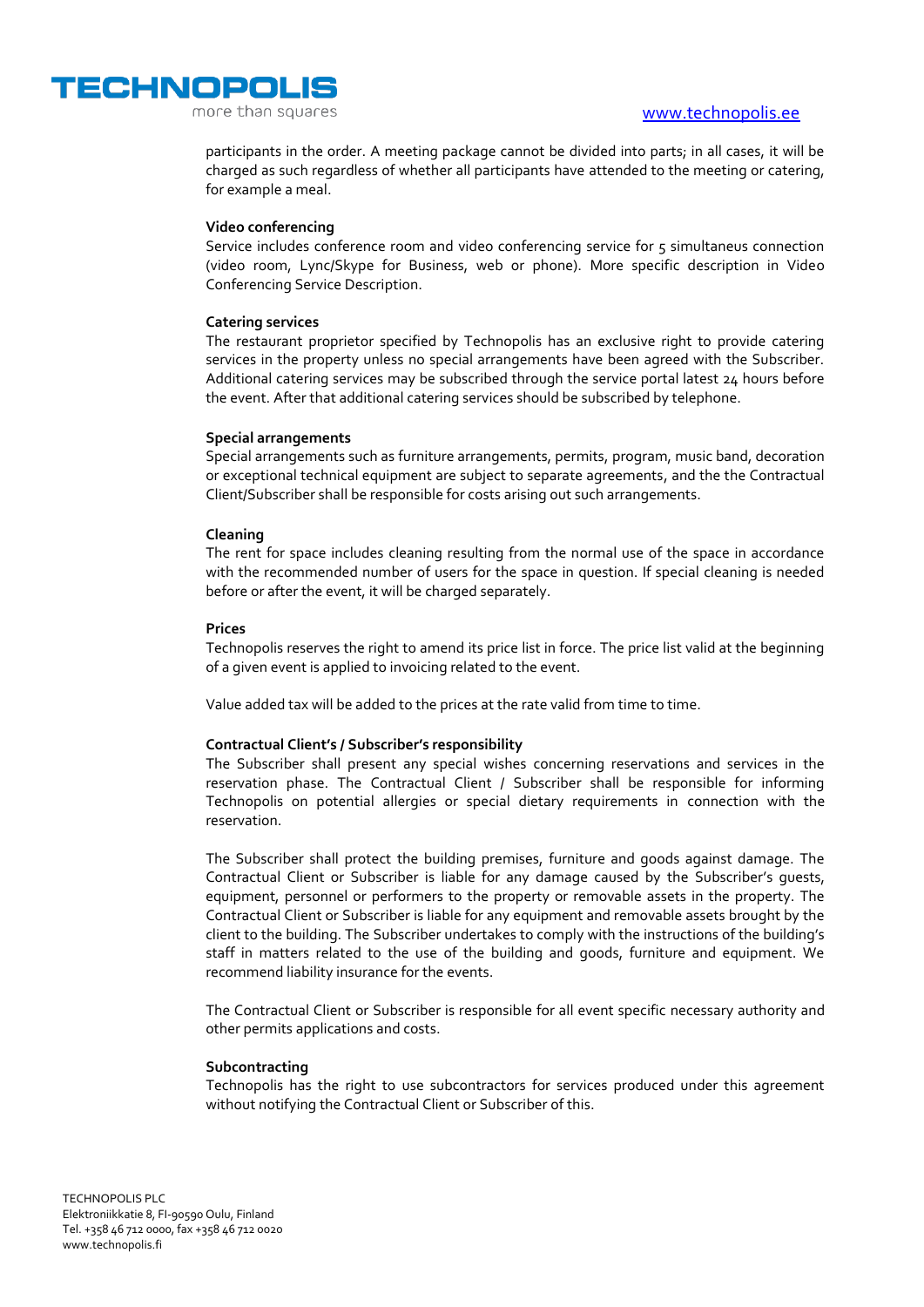participants in the order. A meeting package cannot be divided into parts; in all cases, it will be charged as such regardless of whether all participants have attended to the meeting or catering, for example a meal.

**Video conferencing**

Service includes conference room and video conferencing service for 5 simultaneus connection (video room, Lync/Skype for Business, web or phone). More specific description in Video Conferencing Service Description.

**Catering services**

The restaurant proprietor specified by Technopolis has an exclusive right to provide catering services in the property unless no special arrangements have been agreed with the Subscriber. Additional catering services may be subscribed through the service portal latest 24 hours before the event. After that additional catering services should be subscribed by telephone.

**Special arrangements**

Special arrangements such as furniture arrangements, permits, program, music band, decoration or exceptional technical equipment are subject to separate agreements, and the the Contractual Client/Subscriber shall be responsible for costs arising out such arrangements.

**Cleaning**

The rent for space includes cleaning resulting from the normal use of the space in accordance with the recommended number of users for the space in question. If special cleaning is needed before or after the event, it will be charged separately.

**Prices**

Technopolis reserves the right to amend its price list in force. The price list valid at the beginning of a given event is applied to invoicing related to the event.

Value added tax will be added to the prices at the rate valid from time to time.

**Contractual Client's / Subscriber's responsibility**

The Subscriber shall present any special wishes concerning reservations and services in the reservation phase. The Contractual Client / Subscriber shall be responsible for informing Technopolis on potential allergies or special dietary requirements in connection with the reservation.

The Subscriber shall protect the building premises, furniture and goods against damage. The Contractual Client or Subscriber is liable for any damage caused by the Subscriber's guests, equipment, personnel or performers to the property or removable assets in the property. The Contractual Client or Subscriber is liable for any equipment and removable assets brought by the client to the building. The Subscriber undertakes to comply with the instructions of the building's staff in matters related to the use of the building and goods, furniture and equipment. We recommend liability insurance for the events.

The Contractual Client or Subscriber is responsible for all event specific necessary authority and other permits applications and costs.

**Subcontracting**

Technopolis has the right to use subcontractors for services produced under this agreement without notifying the Contractual Client or Subscriber of this.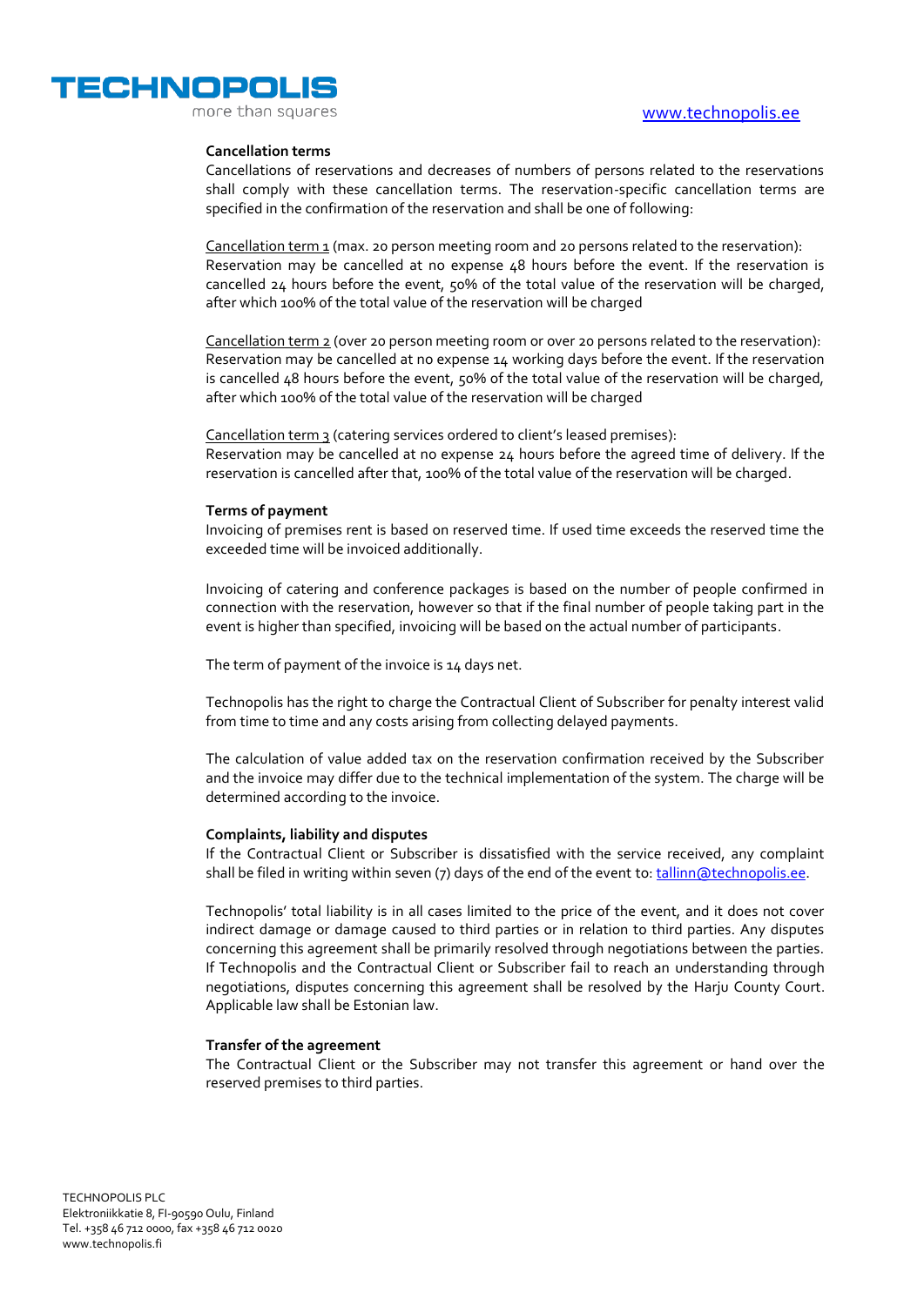### Cancellation terms

Cancellations of reservations and decreases of numbers of persons related to the reservations shall comply with these cancellation terms. The reservation-specific cancellation terms are specified in the confirmation of the reservation and shall be one of following:

Cancellation term 1 (max. 20 person meeting room and 20 persons related to the reservation): Reservation may be cancelled at no expense 48 hours before the event. If the reservation is cancelled 24 hours before the event, 50% of the total value of the reservation will be charged, after which 100% of the total value of the reservation will be charged

Cancellation term 2 (over 20 person meeting room or over 20 persons related to the reservation): Reservation may be cancelled at no expense 14 working days before the event. If the reservation is cancelled 48 hours before the event, 50% of the total value of the reservation will be charged, after which 100% of the total value of the reservation will be charged

Cancellation term 3 (catering services ordered to client's leased premises): Reservation may be cancelled at no expense 24 hours before the agreed time of delivery. If the reservation is cancelled after that, 100% of the total value of the reservation will be charged.

### Terms of payment

Invoicing of premises rent is based on reserved time. If used time exceeds the reserved time the exceeded time will be invoiced additionally.

Invoicing of catering and conference packages is based on the number of people confirmed in connection with the reservation, however so that if the final number of people taking part in the event is higher than specified, invoicing will be based on the actual number of participants.

The term of payment of the invoice is 14 days net.

Technopolis has the right to charge the Contractual Client of Subscriber for penalty interest valid from time to time and any costs arising from collecting delayed payments.

The calculation of value added tax on the reservation confirmation received by the Subscriber and the invoice may differ due to the technical implementation of the system. The charge will be determined according to the invoice.

### Complaints, liability and disputes

If the Contractual Client or Subscriber is dissatisfied with the service received, any complaint shall be filed in writing within seven (7) days of the end of the event to: tallinn@technopolis.ee.

Technopolis' total liability is in all cases limited to the price of the event, and it does not cover indirect damage or damage caused to third parties or in relation to third parties. Any disputes concerning this agreement shall be primarily resolved through negotiations between the parties. If Technopolis and the Contractual Client or Subscriber fail to reach an understanding through negotiations, disputes concerning this agreement shall be resolved by the Harju County Court. Applicable law shall be Estonian law.

### Transfer of the agreement

The Contractual Client or the Subscriber may not transfer this agreement or hand over the reserved premises to third parties.